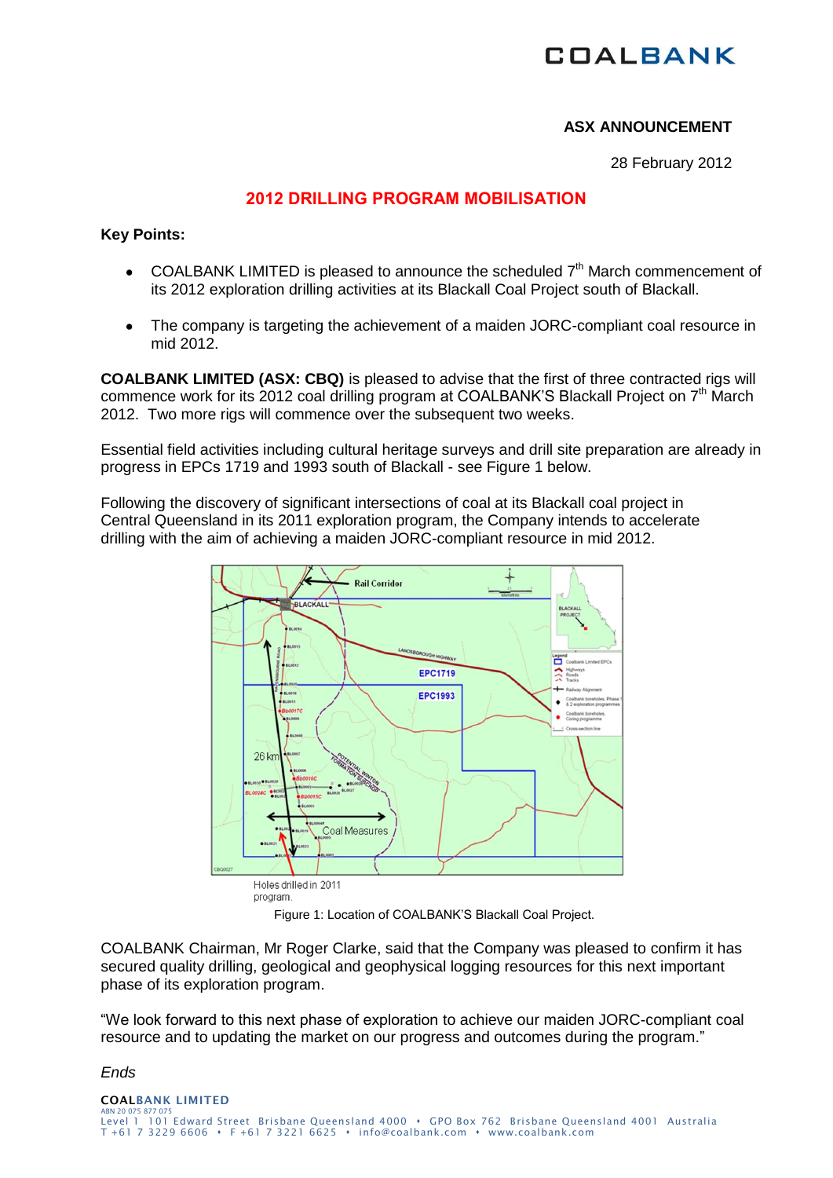COALBANK

**ASX ANNOUNCEMENT**

28 February 2012

# 2012 DRILLING PROGRAM MOBILISATION

**Key Points:**

- COALBANK LIMITED is pleased to announce the scheduled 7th March commencement of its 2012 exploration drilling activities at its Blackall Coal Project south of Blackall.
- The company is targeting the achievement of a maiden JORC-compliant coal resource in mid 2012.

**COALBANK LIMITED (ASX: CBQ)** is pleased to advise that the first of three contracted rigs will commence work for its 2012 coal drilling program at COALBANK'S Blackall Project on 7th March 2012. Two more rigs will commence over the subsequent two weeks.

Essential field activities including cultural heritage surveys and drill site preparation are already in progress in EPCs 1719 and 1993 south of Blackall - see Figure 1 below.

Following the discovery of significant intersections of coal at its Blackall coal project in Central Queensland in its 2011 exploration program, the Company intends to accelerate drilling with the aim of achieving a maiden JORC-compliant resource in mid 2012.

Holes drilled in 2011 program.

Figure 1: Location of COALBANK'S Blackall Coal Project.

COALBANK Chairman, Mr Roger Clarke, said that the Company was pleased to confirm it has secured quality drilling, geological and geophysical logging resources for this next important phase of its exploration program.

"We look forward to this next phase of exploration to achieve our maiden JORC-compliant coal resource and to updating the market on our progress and outcomes during the program."

*Ends*

COALBANK LIMITED
ABN 20 075 877 075
Level 1 101 Edward Street Brisbane Queensland 4000 • GPO Box 762 Brisbane Queensland 4001 Australia
T +61 7 3229 6606 • F +61 7 3221 6625 • info@coalbank.com • www.coalbank.com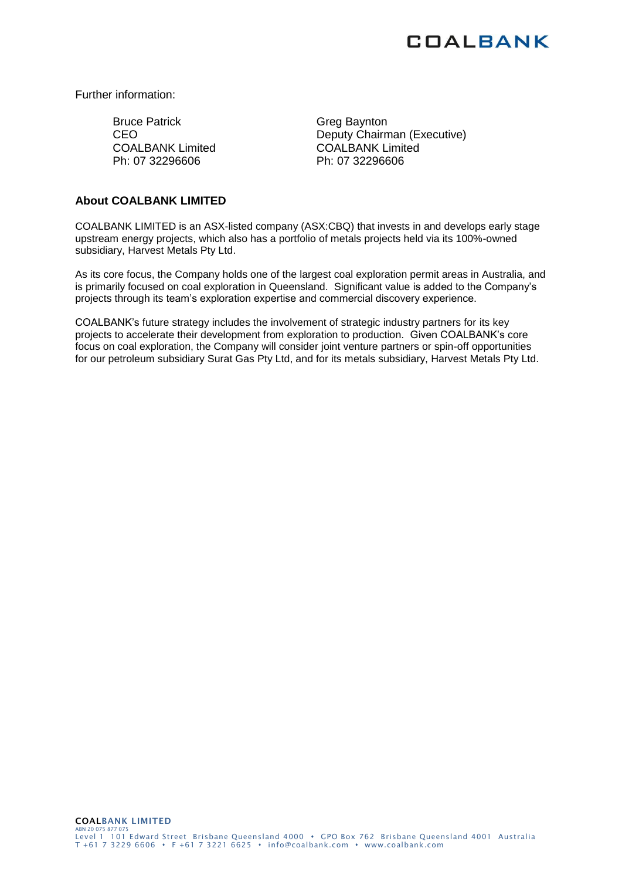Further information:

Bruce Patrick
CEO
COALBANK Limited
Ph: 07 32296606

Greg Baynton
Deputy Chairman (Executive)
COALBANK Limited
Ph: 07 32296606

**About COALBANK LIMITED**

COALBANK LIMITED is an ASX-listed company (ASX:CBQ) that invests in and develops early stage upstream energy projects, which also has a portfolio of metals projects held via its 100%-owned subsidiary, Harvest Metals Pty Ltd.

As its core focus, the Company holds one of the largest coal exploration permit areas in Australia, and is primarily focused on coal exploration in Queensland. Significant value is added to the Company's projects through its team's exploration expertise and commercial discovery experience.

COALBANK's future strategy includes the involvement of strategic industry partners for its key projects to accelerate their development from exploration to production. Given COALBANK's core focus on coal exploration, the Company will consider joint venture partners or spin-off opportunities for our petroleum subsidiary Surat Gas Pty Ltd, and for its metals subsidiary, Harvest Metals Pty Ltd.

COALBANK LIMITED
ABN 20 075 877 075
Level 1 101 Edward Street Brisbane Queensland 4000 • GPO Box 762 Brisbane Queensland 4001 Australia
T +61 7 3229 6606 • F +61 7 3221 6625 • info@coalbank.com • www.coalbank.com